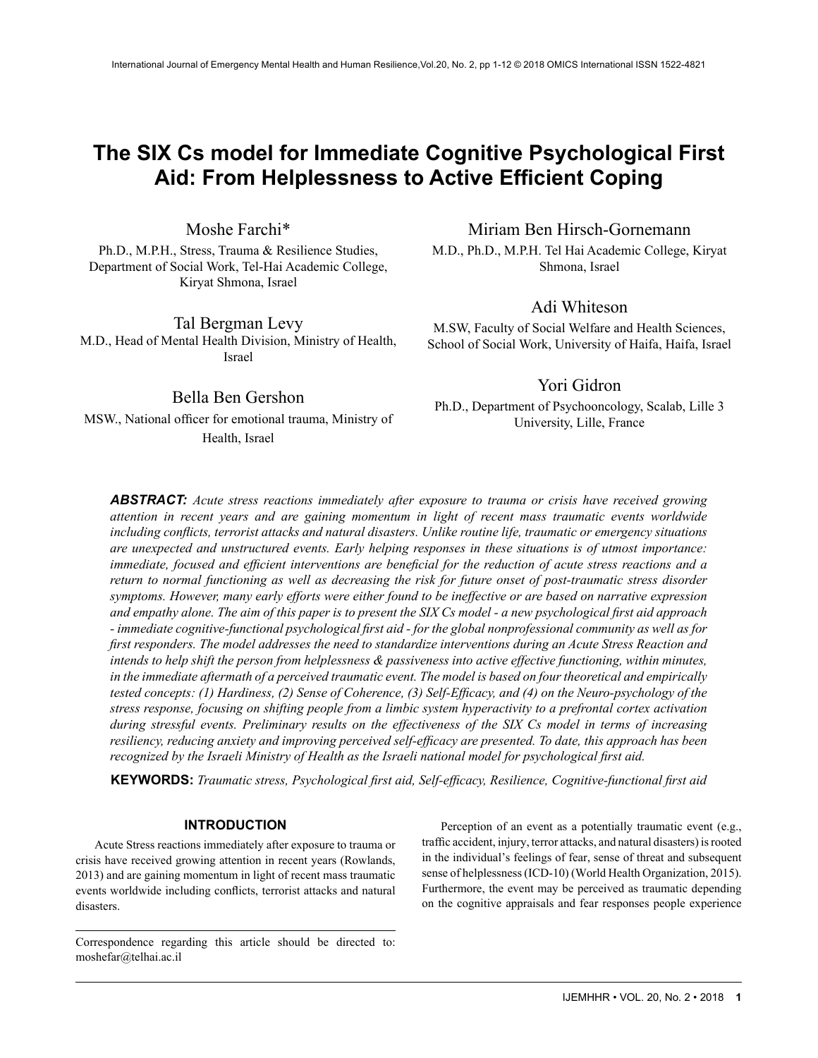# The SIX Cs model for Immediate Cognitive Psychological First Aid: From Helplessness to Active Efficient Coping

Moshe Farchi*
Ph.D., M.P.H., Stress, Trauma & Resilience Studies, Department of Social Work, Tel-Hai Academic College, Kiryat Shmona, Israel

Miriam Ben Hirsch-Gornemann
M.D., Ph.D., M.P.H. Tel Hai Academic College, Kiryat Shmona, Israel

Tal Bergman Levy
M.D., Head of Mental Health Division, Ministry of Health, Israel

Adi Whiteson
M.SW, Faculty of Social Welfare and Health Sciences, School of Social Work, University of Haifa, Haifa, Israel

Bella Ben Gershon
MSW., National officer for emotional trauma, Ministry of Health, Israel

Yori Gidron
Ph.D., Department of Psychooncology, Scalab, Lille 3 University, Lille, France

***ABSTRACT:*** *Acute stress reactions immediately after exposure to trauma or crisis have received growing attention in recent years and are gaining momentum in light of recent mass traumatic events worldwide including conflicts, terrorist attacks and natural disasters. Unlike routine life, traumatic or emergency situations are unexpected and unstructured events. Early helping responses in these situations is of utmost importance: immediate, focused and efficient interventions are beneficial for the reduction of acute stress reactions and a return to normal functioning as well as decreasing the risk for future onset of post-traumatic stress disorder symptoms. However, many early efforts were either found to be ineffective or are based on narrative expression and empathy alone. The aim of this paper is to present the SIX Cs model - a new psychological first aid approach - immediate cognitive-functional psychological first aid - for the global nonprofessional community as well as for first responders. The model addresses the need to standardize interventions during an Acute Stress Reaction and intends to help shift the person from helplessness & passiveness into active effective functioning, within minutes, in the immediate aftermath of a perceived traumatic event. The model is based on four theoretical and empirically tested concepts: (1) Hardiness, (2) Sense of Coherence, (3) Self-Efficacy, and (4) on the Neuro-psychology of the stress response, focusing on shifting people from a limbic system hyperactivity to a prefrontal cortex activation during stressful events. Preliminary results on the effectiveness of the SIX Cs model in terms of increasing resiliency, reducing anxiety and improving perceived self-efficacy are presented. To date, this approach has been recognized by the Israeli Ministry of Health as the Israeli national model for psychological first aid.*

**KEYWORDS:** *Traumatic stress, Psychological first aid, Self-efficacy, Resilience, Cognitive-functional first aid*

## INTRODUCTION

Acute Stress reactions immediately after exposure to trauma or crisis have received growing attention in recent years (Rowlands, 2013) and are gaining momentum in light of recent mass traumatic events worldwide including conflicts, terrorist attacks and natural disasters.

Perception of an event as a potentially traumatic event (e.g., traffic accident, injury, terror attacks, and natural disasters) is rooted in the individual's feelings of fear, sense of threat and subsequent sense of helplessness (ICD-10) (World Health Organization, 2015). Furthermore, the event may be perceived as traumatic depending on the cognitive appraisals and fear responses people experience

Correspondence regarding this article should be directed to: moshefar@telhai.ac.il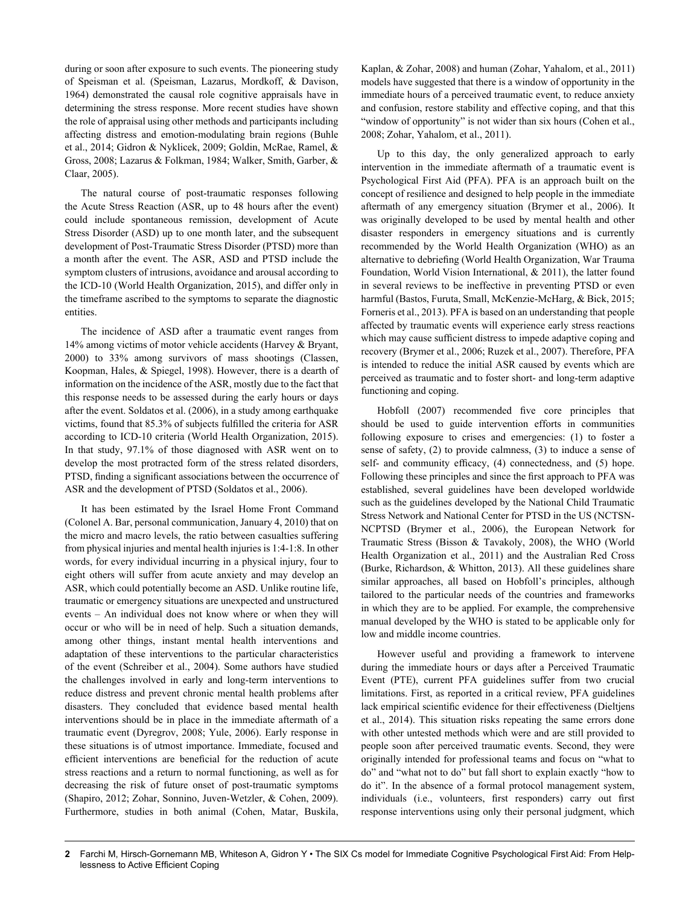during or soon after exposure to such events. The pioneering study of Speisman et al. (Speisman, Lazarus, Mordkoff, & Davison, 1964) demonstrated the causal role cognitive appraisals have in determining the stress response. More recent studies have shown the role of appraisal using other methods and participants including affecting distress and emotion-modulating brain regions (Buhle et al., 2014; Gidron & Nyklicek, 2009; Goldin, McRae, Ramel, & Gross, 2008; Lazarus & Folkman, 1984; Walker, Smith, Garber, & Claar, 2005).

The natural course of post-traumatic responses following the Acute Stress Reaction (ASR, up to 48 hours after the event) could include spontaneous remission, development of Acute Stress Disorder (ASD) up to one month later, and the subsequent development of Post-Traumatic Stress Disorder (PTSD) more than a month after the event. The ASR, ASD and PTSD include the symptom clusters of intrusions, avoidance and arousal according to the ICD-10 (World Health Organization, 2015), and differ only in the timeframe ascribed to the symptoms to separate the diagnostic entities.

The incidence of ASD after a traumatic event ranges from 14% among victims of motor vehicle accidents (Harvey & Bryant, 2000) to 33% among survivors of mass shootings (Classen, Koopman, Hales, & Spiegel, 1998). However, there is a dearth of information on the incidence of the ASR, mostly due to the fact that this response needs to be assessed during the early hours or days after the event. Soldatos et al. (2006), in a study among earthquake victims, found that 85.3% of subjects fulfilled the criteria for ASR according to ICD-10 criteria (World Health Organization, 2015). In that study, 97.1% of those diagnosed with ASR went on to develop the most protracted form of the stress related disorders, PTSD, finding a significant associations between the occurrence of ASR and the development of PTSD (Soldatos et al., 2006).

It has been estimated by the Israel Home Front Command (Colonel A. Bar, personal communication, January 4, 2010) that on the micro and macro levels, the ratio between casualties suffering from physical injuries and mental health injuries is 1:4-1:8. In other words, for every individual incurring in a physical injury, four to eight others will suffer from acute anxiety and may develop an ASR, which could potentially become an ASD. Unlike routine life, traumatic or emergency situations are unexpected and unstructured events – An individual does not know where or when they will occur or who will be in need of help. Such a situation demands, among other things, instant mental health interventions and adaptation of these interventions to the particular characteristics of the event (Schreiber et al., 2004). Some authors have studied the challenges involved in early and long-term interventions to reduce distress and prevent chronic mental health problems after disasters. They concluded that evidence based mental health interventions should be in place in the immediate aftermath of a traumatic event (Dyregrov, 2008; Yule, 2006). Early response in these situations is of utmost importance. Immediate, focused and efficient interventions are beneficial for the reduction of acute stress reactions and a return to normal functioning, as well as for decreasing the risk of future onset of post-traumatic symptoms (Shapiro, 2012; Zohar, Sonnino, Juven-Wetzler, & Cohen, 2009). Furthermore, studies in both animal (Cohen, Matar, Buskila, Kaplan, & Zohar, 2008) and human (Zohar, Yahalom, et al., 2011) models have suggested that there is a window of opportunity in the immediate hours of a perceived traumatic event, to reduce anxiety and confusion, restore stability and effective coping, and that this "window of opportunity" is not wider than six hours (Cohen et al., 2008; Zohar, Yahalom, et al., 2011).

Up to this day, the only generalized approach to early intervention in the immediate aftermath of a traumatic event is Psychological First Aid (PFA). PFA is an approach built on the concept of resilience and designed to help people in the immediate aftermath of any emergency situation (Brymer et al., 2006). It was originally developed to be used by mental health and other disaster responders in emergency situations and is currently recommended by the World Health Organization (WHO) as an alternative to debriefing (World Health Organization, War Trauma Foundation, World Vision International, & 2011), the latter found in several reviews to be ineffective in preventing PTSD or even harmful (Bastos, Furuta, Small, McKenzie-McHarg, & Bick, 2015; Forneris et al., 2013). PFA is based on an understanding that people affected by traumatic events will experience early stress reactions which may cause sufficient distress to impede adaptive coping and recovery (Brymer et al., 2006; Ruzek et al., 2007). Therefore, PFA is intended to reduce the initial ASR caused by events which are perceived as traumatic and to foster short- and long-term adaptive functioning and coping.

Hobfoll (2007) recommended five core principles that should be used to guide intervention efforts in communities following exposure to crises and emergencies: (1) to foster a sense of safety, (2) to provide calmness, (3) to induce a sense of self- and community efficacy, (4) connectedness, and (5) hope. Following these principles and since the first approach to PFA was established, several guidelines have been developed worldwide such as the guidelines developed by the National Child Traumatic Stress Network and National Center for PTSD in the US (NCTSN-NCPTSD (Brymer et al., 2006), the European Network for Traumatic Stress (Bisson & Tavakoly, 2008), the WHO (World Health Organization et al., 2011) and the Australian Red Cross (Burke, Richardson, & Whitton, 2013). All these guidelines share similar approaches, all based on Hobfoll's principles, although tailored to the particular needs of the countries and frameworks in which they are to be applied. For example, the comprehensive manual developed by the WHO is stated to be applicable only for low and middle income countries.

However useful and providing a framework to intervene during the immediate hours or days after a Perceived Traumatic Event (PTE), current PFA guidelines suffer from two crucial limitations. First, as reported in a critical review, PFA guidelines lack empirical scientific evidence for their effectiveness (Dieltjens et al., 2014). This situation risks repeating the same errors done with other untested methods which were and are still provided to people soon after perceived traumatic events. Second, they were originally intended for professional teams and focus on "what to do" and "what not to do" but fall short to explain exactly "how to do it". In the absence of a formal protocol management system, individuals (i.e., volunteers, first responders) carry out first response interventions using only their personal judgment, which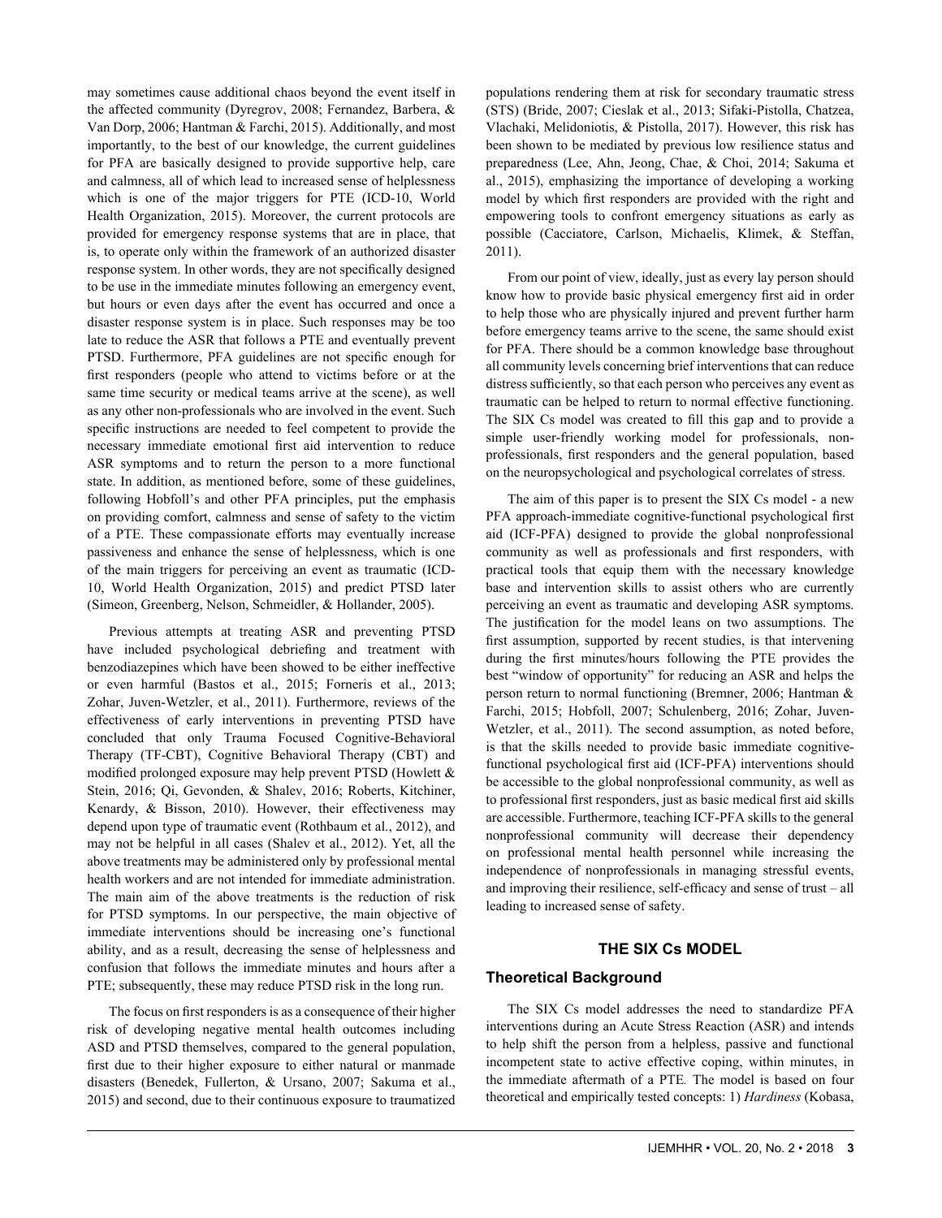may sometimes cause additional chaos beyond the event itself in the affected community (Dyregrov, 2008; Fernandez, Barbera, & Van Dorp, 2006; Hantman & Farchi, 2015). Additionally, and most importantly, to the best of our knowledge, the current guidelines for PFA are basically designed to provide supportive help, care and calmness, all of which lead to increased sense of helplessness which is one of the major triggers for PTE (ICD-10, World Health Organization, 2015). Moreover, the current protocols are provided for emergency response systems that are in place, that is, to operate only within the framework of an authorized disaster response system. In other words, they are not specifically designed to be use in the immediate minutes following an emergency event, but hours or even days after the event has occurred and once a disaster response system is in place. Such responses may be too late to reduce the ASR that follows a PTE and eventually prevent PTSD. Furthermore, PFA guidelines are not specific enough for first responders (people who attend to victims before or at the same time security or medical teams arrive at the scene), as well as any other non-professionals who are involved in the event. Such specific instructions are needed to feel competent to provide the necessary immediate emotional first aid intervention to reduce ASR symptoms and to return the person to a more functional state. In addition, as mentioned before, some of these guidelines, following Hobfoll's and other PFA principles, put the emphasis on providing comfort, calmness and sense of safety to the victim of a PTE. These compassionate efforts may eventually increase passiveness and enhance the sense of helplessness, which is one of the main triggers for perceiving an event as traumatic (ICD-10, World Health Organization, 2015) and predict PTSD later (Simeon, Greenberg, Nelson, Schmeidler, & Hollander, 2005).

Previous attempts at treating ASR and preventing PTSD have included psychological debriefing and treatment with benzodiazepines which have been showed to be either ineffective or even harmful (Bastos et al., 2015; Forneris et al., 2013; Zohar, Juven-Wetzler, et al., 2011). Furthermore, reviews of the effectiveness of early interventions in preventing PTSD have concluded that only Trauma Focused Cognitive-Behavioral Therapy (TF-CBT), Cognitive Behavioral Therapy (CBT) and modified prolonged exposure may help prevent PTSD (Howlett & Stein, 2016; Qi, Gevonden, & Shalev, 2016; Roberts, Kitchiner, Kenardy, & Bisson, 2010). However, their effectiveness may depend upon type of traumatic event (Rothbaum et al., 2012), and may not be helpful in all cases (Shalev et al., 2012). Yet, all the above treatments may be administered only by professional mental health workers and are not intended for immediate administration. The main aim of the above treatments is the reduction of risk for PTSD symptoms. In our perspective, the main objective of immediate interventions should be increasing one's functional ability, and as a result, decreasing the sense of helplessness and confusion that follows the immediate minutes and hours after a PTE; subsequently, these may reduce PTSD risk in the long run.

The focus on first responders is as a consequence of their higher risk of developing negative mental health outcomes including ASD and PTSD themselves, compared to the general population, first due to their higher exposure to either natural or manmade disasters (Benedek, Fullerton, & Ursano, 2007; Sakuma et al., 2015) and second, due to their continuous exposure to traumatized populations rendering them at risk for secondary traumatic stress (STS) (Bride, 2007; Cieslak et al., 2013; Sifaki-Pistolla, Chatzea, Vlachaki, Melidoniotis, & Pistolla, 2017). However, this risk has been shown to be mediated by previous low resilience status and preparedness (Lee, Ahn, Jeong, Chae, & Choi, 2014; Sakuma et al., 2015), emphasizing the importance of developing a working model by which first responders are provided with the right and empowering tools to confront emergency situations as early as possible (Cacciatore, Carlson, Michaelis, Klimek, & Steffan, 2011).

From our point of view, ideally, just as every lay person should know how to provide basic physical emergency first aid in order to help those who are physically injured and prevent further harm before emergency teams arrive to the scene, the same should exist for PFA. There should be a common knowledge base throughout all community levels concerning brief interventions that can reduce distress sufficiently, so that each person who perceives any event as traumatic can be helped to return to normal effective functioning. The SIX Cs model was created to fill this gap and to provide a simple user-friendly working model for professionals, non-professionals, first responders and the general population, based on the neuropsychological and psychological correlates of stress.

The aim of this paper is to present the SIX Cs model - a new PFA approach-immediate cognitive-functional psychological first aid (ICF-PFA) designed to provide the global nonprofessional community as well as professionals and first responders, with practical tools that equip them with the necessary knowledge base and intervention skills to assist others who are currently perceiving an event as traumatic and developing ASR symptoms. The justification for the model leans on two assumptions. The first assumption, supported by recent studies, is that intervening during the first minutes/hours following the PTE provides the best "window of opportunity" for reducing an ASR and helps the person return to normal functioning (Bremner, 2006; Hantman & Farchi, 2015; Hobfoll, 2007; Schulenberg, 2016; Zohar, Juven-Wetzler, et al., 2011). The second assumption, as noted before, is that the skills needed to provide basic immediate cognitive-functional psychological first aid (ICF-PFA) interventions should be accessible to the global nonprofessional community, as well as to professional first responders, just as basic medical first aid skills are accessible. Furthermore, teaching ICF-PFA skills to the general nonprofessional community will decrease their dependency on professional mental health personnel while increasing the independence of nonprofessionals in managing stressful events, and improving their resilience, self-efficacy and sense of trust – all leading to increased sense of safety.

## THE SIX Cs MODEL

### Theoretical Background

The SIX Cs model addresses the need to standardize PFA interventions during an Acute Stress Reaction (ASR) and intends to help shift the person from a helpless, passive and functional incompetent state to active effective coping, within minutes, in the immediate aftermath of a PTE*.* The model is based on four theoretical and empirically tested concepts: 1) *Hardiness* (Kobasa,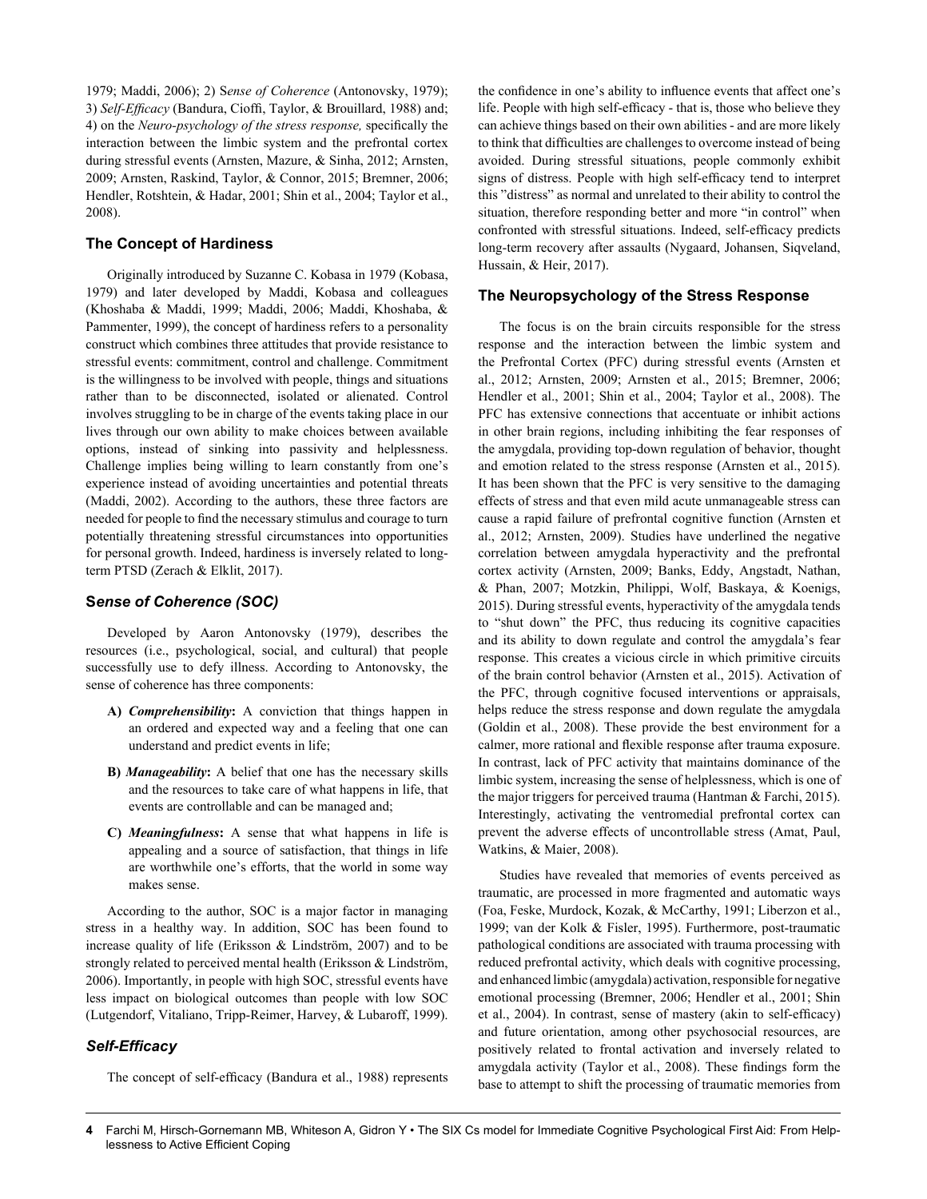1979; Maddi, 2006); 2) S*ense of Coherence* (Antonovsky, 1979); 3) *Self-Efficacy* (Bandura, Cioffi, Taylor, & Brouillard, 1988) and; 4) on the *Neuro-psychology of the stress response,* specifically the interaction between the limbic system and the prefrontal cortex during stressful events (Arnsten, Mazure, & Sinha, 2012; Arnsten, 2009; Arnsten, Raskind, Taylor, & Connor, 2015; Bremner, 2006; Hendler, Rotshtein, & Hadar, 2001; Shin et al., 2004; Taylor et al., 2008).

### The Concept of Hardiness

Originally introduced by Suzanne C. Kobasa in 1979 (Kobasa, 1979) and later developed by Maddi, Kobasa and colleagues (Khoshaba & Maddi, 1999; Maddi, 2006; Maddi, Khoshaba, & Pammenter, 1999), the concept of hardiness refers to a personality construct which combines three attitudes that provide resistance to stressful events: commitment, control and challenge. Commitment is the willingness to be involved with people, things and situations rather than to be disconnected, isolated or alienated. Control involves struggling to be in charge of the events taking place in our lives through our own ability to make choices between available options, instead of sinking into passivity and helplessness. Challenge implies being willing to learn constantly from one's experience instead of avoiding uncertainties and potential threats (Maddi, 2002). According to the authors, these three factors are needed for people to find the necessary stimulus and courage to turn potentially threatening stressful circumstances into opportunities for personal growth. Indeed, hardiness is inversely related to long-term PTSD (Zerach & Elklit, 2017).

### S*ense of Coherence (SOC)*

Developed by Aaron Antonovsky (1979), describes the resources (i.e., psychological, social, and cultural) that people successfully use to defy illness. According to Antonovsky, the sense of coherence has three components:

- **A)** ***Comprehensibility*:** A conviction that things happen in an ordered and expected way and a feeling that one can understand and predict events in life;
- **B)** ***Manageability*:** A belief that one has the necessary skills and the resources to take care of what happens in life, that events are controllable and can be managed and;
- **C)** ***Meaningfulness*:** A sense that what happens in life is appealing and a source of satisfaction, that things in life are worthwhile one's efforts, that the world in some way makes sense.

According to the author, SOC is a major factor in managing stress in a healthy way. In addition, SOC has been found to increase quality of life (Eriksson & Lindström, 2007) and to be strongly related to perceived mental health (Eriksson & Lindström, 2006). Importantly, in people with high SOC, stressful events have less impact on biological outcomes than people with low SOC (Lutgendorf, Vitaliano, Tripp-Reimer, Harvey, & Lubaroff, 1999).

### *Self-Efficacy*

The concept of self-efficacy (Bandura et al., 1988) represents the confidence in one's ability to influence events that affect one's life. People with high self-efficacy - that is, those who believe they can achieve things based on their own abilities - and are more likely to think that difficulties are challenges to overcome instead of being avoided. During stressful situations, people commonly exhibit signs of distress. People with high self-efficacy tend to interpret this "distress" as normal and unrelated to their ability to control the situation, therefore responding better and more "in control" when confronted with stressful situations. Indeed, self-efficacy predicts long-term recovery after assaults (Nygaard, Johansen, Siqveland, Hussain, & Heir, 2017).

### The Neuropsychology of the Stress Response

The focus is on the brain circuits responsible for the stress response and the interaction between the limbic system and the Prefrontal Cortex (PFC) during stressful events (Arnsten et al., 2012; Arnsten, 2009; Arnsten et al., 2015; Bremner, 2006; Hendler et al., 2001; Shin et al., 2004; Taylor et al., 2008). The PFC has extensive connections that accentuate or inhibit actions in other brain regions, including inhibiting the fear responses of the amygdala, providing top-down regulation of behavior, thought and emotion related to the stress response (Arnsten et al., 2015). It has been shown that the PFC is very sensitive to the damaging effects of stress and that even mild acute unmanageable stress can cause a rapid failure of prefrontal cognitive function (Arnsten et al., 2012; Arnsten, 2009). Studies have underlined the negative correlation between amygdala hyperactivity and the prefrontal cortex activity (Arnsten, 2009; Banks, Eddy, Angstadt, Nathan, & Phan, 2007; Motzkin, Philippi, Wolf, Baskaya, & Koenigs, 2015). During stressful events, hyperactivity of the amygdala tends to "shut down" the PFC, thus reducing its cognitive capacities and its ability to down regulate and control the amygdala's fear response. This creates a vicious circle in which primitive circuits of the brain control behavior (Arnsten et al., 2015). Activation of the PFC, through cognitive focused interventions or appraisals, helps reduce the stress response and down regulate the amygdala (Goldin et al., 2008). These provide the best environment for a calmer, more rational and flexible response after trauma exposure. In contrast, lack of PFC activity that maintains dominance of the limbic system, increasing the sense of helplessness, which is one of the major triggers for perceived trauma (Hantman & Farchi, 2015). Interestingly, activating the ventromedial prefrontal cortex can prevent the adverse effects of uncontrollable stress (Amat, Paul, Watkins, & Maier, 2008).

Studies have revealed that memories of events perceived as traumatic, are processed in more fragmented and automatic ways (Foa, Feske, Murdock, Kozak, & McCarthy, 1991; Liberzon et al., 1999; van der Kolk & Fisler, 1995). Furthermore, post-traumatic pathological conditions are associated with trauma processing with reduced prefrontal activity, which deals with cognitive processing, and enhanced limbic (amygdala) activation, responsible for negative emotional processing (Bremner, 2006; Hendler et al., 2001; Shin et al., 2004). In contrast, sense of mastery (akin to self-efficacy) and future orientation, among other psychosocial resources, are positively related to frontal activation and inversely related to amygdala activity (Taylor et al., 2008). These findings form the base to attempt to shift the processing of traumatic memories from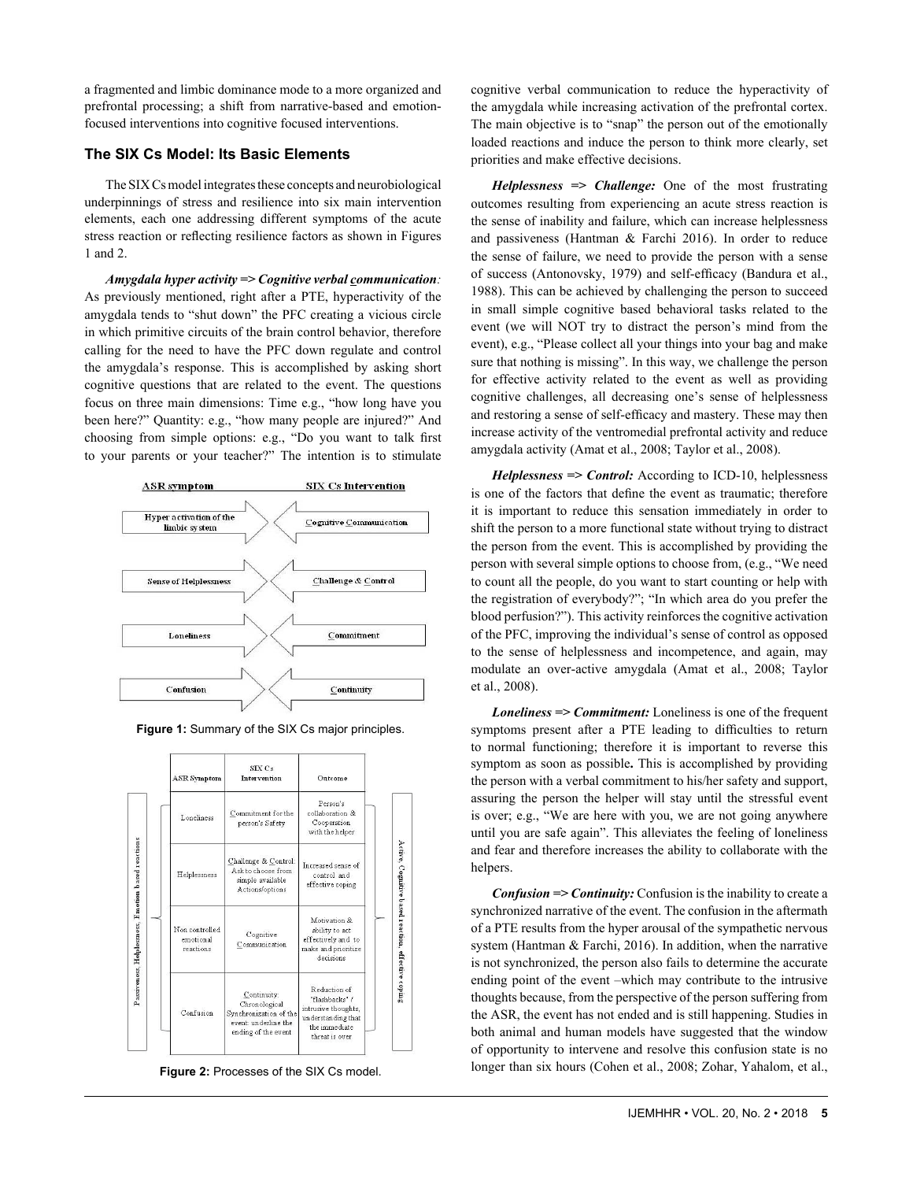a fragmented and limbic dominance mode to a more organized and prefrontal processing; a shift from narrative-based and emotion-focused interventions into cognitive focused interventions.

## The SIX Cs Model: Its Basic Elements

The SIX Cs model integrates these concepts and neurobiological underpinnings of stress and resilience into six main intervention elements, each one addressing different symptoms of the acute stress reaction or reflecting resilience factors as shown in Figures 1 and 2.

***Amygdala hyper activity => Cognitive verbal communication:*** As previously mentioned, right after a PTE, hyperactivity of the amygdala tends to "shut down" the PFC creating a vicious circle in which primitive circuits of the brain control behavior, therefore calling for the need to have the PFC down regulate and control the amygdala's response. This is accomplished by asking short cognitive questions that are related to the event. The questions focus on three main dimensions: Time e.g., "how long have you been here?" Quantity: e.g., "how many people are injured?" And choosing from simple options: e.g., "Do you want to talk first to your parents or your teacher?" The intention is to stimulate

ASR symptom

SIX Cs Intervention

Hyper activation of the limbic system

Cognitive Communication

Sense of Helplessness

Challenge & Control

Loneliness

Commitment

Confusion

Continuity

**Figure 1:** Summary of the SIX Cs major principles.

Passiveness, Helplessness, Emotion based reactions

| ASR Symptom | SIX Cs Intervention | Outcome |
|---|---|---|
| Loneliness | Commitment for the person's Safety | Person's collaboration & Cooperation with the helper |
| Helplessness | Challenge & Control: Ask to choose from simple available Actions/options | Increased sense of control and effective coping |
| Non controlled emotional reactions | Cognitive Communication | Motivation & ability to act effectively and to make and prioritize decisions |
| Confusion | Continuity: Chronological Synchronization of the event: underline the ending of the event | Reduction of "flashbacks" / intrusive thoughts, understanding that the immediate threat is over |

Active, Cognitive based reaction, effective coping

**Figure 2:** Processes of the SIX Cs model.

cognitive verbal communication to reduce the hyperactivity of the amygdala while increasing activation of the prefrontal cortex. The main objective is to "snap" the person out of the emotionally loaded reactions and induce the person to think more clearly, set priorities and make effective decisions.

***Helplessness => Challenge:*** One of the most frustrating outcomes resulting from experiencing an acute stress reaction is the sense of inability and failure, which can increase helplessness and passiveness (Hantman & Farchi 2016). In order to reduce the sense of failure, we need to provide the person with a sense of success (Antonovsky, 1979) and self-efficacy (Bandura et al., 1988). This can be achieved by challenging the person to succeed in small simple cognitive based behavioral tasks related to the event (we will NOT try to distract the person's mind from the event), e.g., "Please collect all your things into your bag and make sure that nothing is missing". In this way, we challenge the person for effective activity related to the event as well as providing cognitive challenges, all decreasing one's sense of helplessness and restoring a sense of self-efficacy and mastery. These may then increase activity of the ventromedial prefrontal activity and reduce amygdala activity (Amat et al., 2008; Taylor et al., 2008).

***Helplessness => Control:*** According to ICD-10, helplessness is one of the factors that define the event as traumatic; therefore it is important to reduce this sensation immediately in order to shift the person to a more functional state without trying to distract the person from the event. This is accomplished by providing the person with several simple options to choose from, (e.g., "We need to count all the people, do you want to start counting or help with the registration of everybody?"; "In which area do you prefer the blood perfusion?"). This activity reinforces the cognitive activation of the PFC, improving the individual's sense of control as opposed to the sense of helplessness and incompetence, and again, may modulate an over-active amygdala (Amat et al., 2008; Taylor et al., 2008).

***Loneliness => Commitment:*** Loneliness is one of the frequent symptoms present after a PTE leading to difficulties to return to normal functioning; therefore it is important to reverse this symptom as soon as possible**.** This is accomplished by providing the person with a verbal commitment to his/her safety and support, assuring the person the helper will stay until the stressful event is over; e.g., "We are here with you, we are not going anywhere until you are safe again". This alleviates the feeling of loneliness and fear and therefore increases the ability to collaborate with the helpers.

***Confusion => Continuity:*** Confusion is the inability to create a synchronized narrative of the event. The confusion in the aftermath of a PTE results from the hyper arousal of the sympathetic nervous system (Hantman & Farchi, 2016). In addition, when the narrative is not synchronized, the person also fails to determine the accurate ending point of the event –which may contribute to the intrusive thoughts because, from the perspective of the person suffering from the ASR, the event has not ended and is still happening. Studies in both animal and human models have suggested that the window of opportunity to intervene and resolve this confusion state is no longer than six hours (Cohen et al., 2008; Zohar, Yahalom, et al.,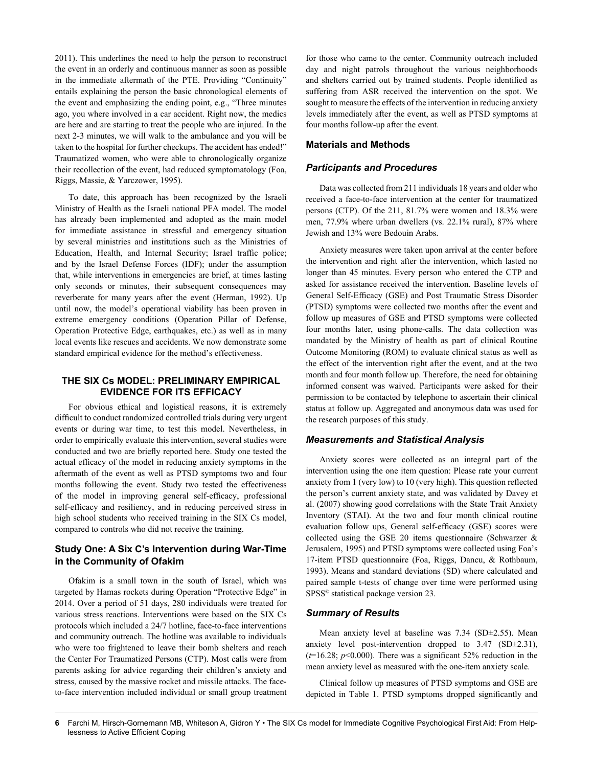2011). This underlines the need to help the person to reconstruct the event in an orderly and continuous manner as soon as possible in the immediate aftermath of the PTE. Providing "Continuity" entails explaining the person the basic chronological elements of the event and emphasizing the ending point, e.g., "Three minutes ago, you where involved in a car accident. Right now, the medics are here and are starting to treat the people who are injured. In the next 2-3 minutes, we will walk to the ambulance and you will be taken to the hospital for further checkups. The accident has ended!" Traumatized women, who were able to chronologically organize their recollection of the event, had reduced symptomatology (Foa, Riggs, Massie, & Yarczower, 1995).

To date, this approach has been recognized by the Israeli Ministry of Health as the Israeli national PFA model. The model has already been implemented and adopted as the main model for immediate assistance in stressful and emergency situation by several ministries and institutions such as the Ministries of Education, Health, and Internal Security; Israel traffic police; and by the Israel Defense Forces (IDF); under the assumption that, while interventions in emergencies are brief, at times lasting only seconds or minutes, their subsequent consequences may reverberate for many years after the event (Herman, 1992). Up until now, the model's operational viability has been proven in extreme emergency conditions (Operation Pillar of Defense, Operation Protective Edge, earthquakes, etc.) as well as in many local events like rescues and accidents. We now demonstrate some standard empirical evidence for the method's effectiveness.

## THE SIX Cs MODEL: PRELIMINARY EMPIRICAL EVIDENCE FOR ITS EFFICACY

For obvious ethical and logistical reasons, it is extremely difficult to conduct randomized controlled trials during very urgent events or during war time, to test this model. Nevertheless, in order to empirically evaluate this intervention, several studies were conducted and two are briefly reported here. Study one tested the actual efficacy of the model in reducing anxiety symptoms in the aftermath of the event as well as PTSD symptoms two and four months following the event. Study two tested the effectiveness of the model in improving general self-efficacy, professional self-efficacy and resiliency, and in reducing perceived stress in high school students who received training in the SIX Cs model, compared to controls who did not receive the training.

### Study One: A Six C's Intervention during War-Time in the Community of Ofakim

Ofakim is a small town in the south of Israel, which was targeted by Hamas rockets during Operation "Protective Edge" in 2014. Over a period of 51 days, 280 individuals were treated for various stress reactions. Interventions were based on the SIX Cs protocols which included a 24/7 hotline, face-to-face interventions and community outreach. The hotline was available to individuals who were too frightened to leave their bomb shelters and reach the Center For Traumatized Persons (CTP). Most calls were from parents asking for advice regarding their children's anxiety and stress, caused by the massive rocket and missile attacks. The face-to-face intervention included individual or small group treatment for those who came to the center. Community outreach included day and night patrols throughout the various neighborhoods and shelters carried out by trained students. People identified as suffering from ASR received the intervention on the spot. We sought to measure the effects of the intervention in reducing anxiety levels immediately after the event, as well as PTSD symptoms at four months follow-up after the event.

### Materials and Methods

#### *Participants and Procedures*

Data was collected from 211 individuals 18 years and older who received a face-to-face intervention at the center for traumatized persons (CTP). Of the 211, 81.7% were women and 18.3% were men, 77.9% where urban dwellers (vs. 22.1% rural), 87% where Jewish and 13% were Bedouin Arabs.

Anxiety measures were taken upon arrival at the center before the intervention and right after the intervention, which lasted no longer than 45 minutes. Every person who entered the CTP and asked for assistance received the intervention. Baseline levels of General Self-Efficacy (GSE) and Post Traumatic Stress Disorder (PTSD) symptoms were collected two months after the event and follow up measures of GSE and PTSD symptoms were collected four months later, using phone-calls. The data collection was mandated by the Ministry of health as part of clinical Routine Outcome Monitoring (ROM) to evaluate clinical status as well as the effect of the intervention right after the event, and at the two month and four month follow up. Therefore, the need for obtaining informed consent was waived. Participants were asked for their permission to be contacted by telephone to ascertain their clinical status at follow up. Aggregated and anonymous data was used for the research purposes of this study.

#### *Measurements and Statistical Analysis*

Anxiety scores were collected as an integral part of the intervention using the one item question: Please rate your current anxiety from 1 (very low) to 10 (very high). This question reflected the person's current anxiety state, and was validated by Davey et al. (2007) showing good correlations with the State Trait Anxiety Inventory (STAI). At the two and four month clinical routine evaluation follow ups, General self-efficacy (GSE) scores were collected using the GSE 20 items questionnaire (Schwarzer & Jerusalem, 1995) and PTSD symptoms were collected using Foa's 17-item PTSD questionnaire (Foa, Riggs, Dancu, & Rothbaum, 1993). Means and standard deviations (SD) where calculated and paired sample t-tests of change over time were performed using SPSS© statistical package version 23.

#### *Summary of Results*

Mean anxiety level at baseline was 7.34 (SD±2.55). Mean anxiety level post-intervention dropped to 3.47 (SD±2.31), ($t$=16.28; $p$<0.000). There was a significant 52% reduction in the mean anxiety level as measured with the one-item anxiety scale.

Clinical follow up measures of PTSD symptoms and GSE are depicted in Table 1. PTSD symptoms dropped significantly and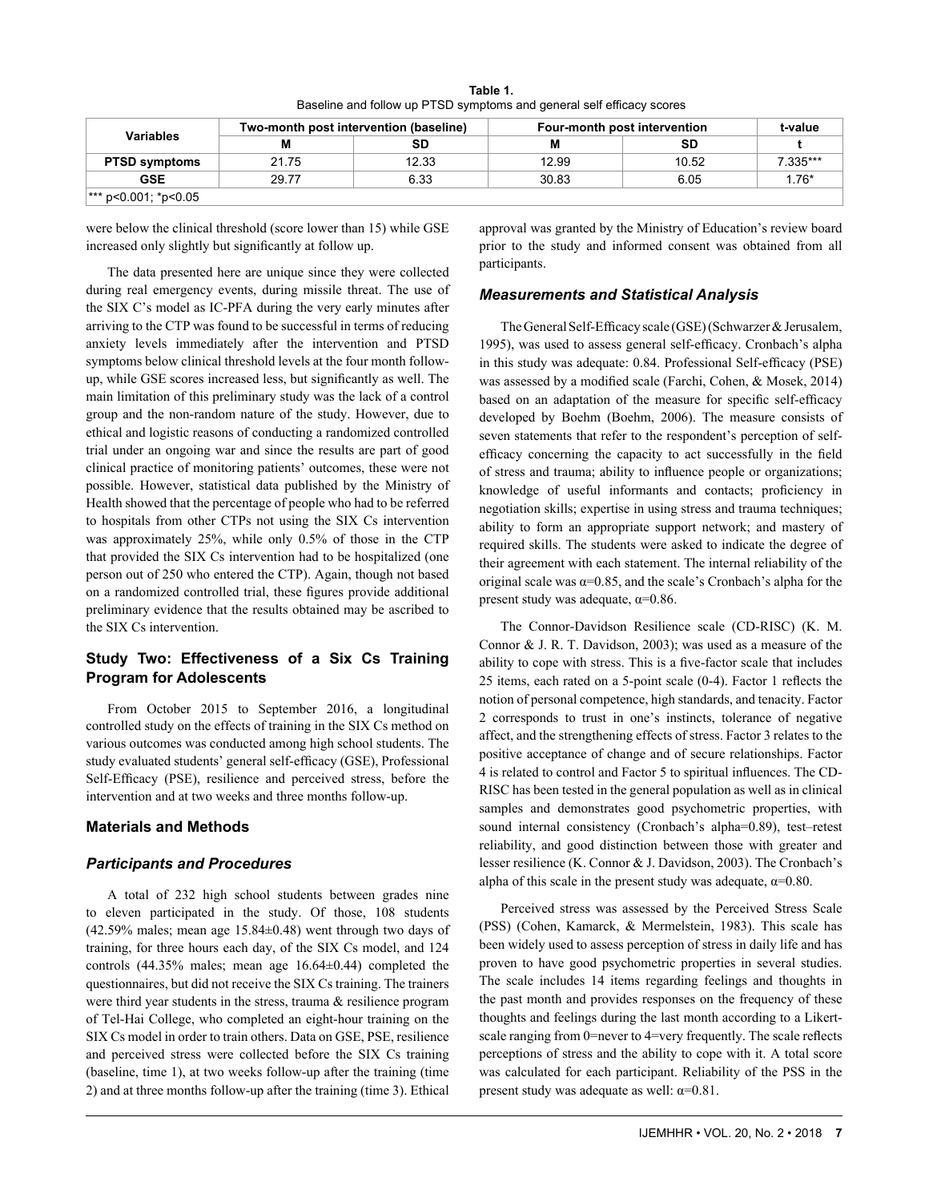**Table 1.**
Baseline and follow up PTSD symptoms and general self efficacy scores

| Variables | Two-month post intervention (baseline) | | Four-month post intervention | | t-value |
|---|---|---|---|---|---|
| | M | SD | M | SD | t |
| **PTSD symptoms** | 21.75 | 12.33 | 12.99 | 10.52 | 7.335*** |
| **GSE** | 29.77 | 6.33 | 30.83 | 6.05 | 1.76* |

*** $p<0.001$; *$p<0.05$

were below the clinical threshold (score lower than 15) while GSE increased only slightly but significantly at follow up.

The data presented here are unique since they were collected during real emergency events, during missile threat. The use of the SIX C's model as IC-PFA during the very early minutes after arriving to the CTP was found to be successful in terms of reducing anxiety levels immediately after the intervention and PTSD symptoms below clinical threshold levels at the four month follow-up, while GSE scores increased less, but significantly as well. The main limitation of this preliminary study was the lack of a control group and the non-random nature of the study. However, due to ethical and logistic reasons of conducting a randomized controlled trial under an ongoing war and since the results are part of good clinical practice of monitoring patients' outcomes, these were not possible. However, statistical data published by the Ministry of Health showed that the percentage of people who had to be referred to hospitals from other CTPs not using the SIX Cs intervention was approximately 25%, while only 0.5% of those in the CTP that provided the SIX Cs intervention had to be hospitalized (one person out of 250 who entered the CTP). Again, though not based on a randomized controlled trial, these figures provide additional preliminary evidence that the results obtained may be ascribed to the SIX Cs intervention.

## Study Two: Effectiveness of a Six Cs Training Program for Adolescents

From October 2015 to September 2016, a longitudinal controlled study on the effects of training in the SIX Cs method on various outcomes was conducted among high school students. The study evaluated students' general self-efficacy (GSE), Professional Self-Efficacy (PSE), resilience and perceived stress, before the intervention and at two weeks and three months follow-up.

### Materials and Methods

#### *Participants and Procedures*

A total of 232 high school students between grades nine to eleven participated in the study. Of those, 108 students (42.59% males; mean age 15.84±0.48) went through two days of training, for three hours each day, of the SIX Cs model, and 124 controls (44.35% males; mean age 16.64±0.44) completed the questionnaires, but did not receive the SIX Cs training. The trainers were third year students in the stress, trauma & resilience program of Tel-Hai College, who completed an eight-hour training on the SIX Cs model in order to train others. Data on GSE, PSE, resilience and perceived stress were collected before the SIX Cs training (baseline, time 1), at two weeks follow-up after the training (time 2) and at three months follow-up after the training (time 3). Ethical approval was granted by the Ministry of Education's review board prior to the study and informed consent was obtained from all participants.

#### *Measurements and Statistical Analysis*

The General Self-Efficacy scale (GSE) (Schwarzer & Jerusalem, 1995), was used to assess general self-efficacy. Cronbach's alpha in this study was adequate: 0.84. Professional Self-efficacy (PSE) was assessed by a modified scale (Farchi, Cohen, & Mosek, 2014) based on an adaptation of the measure for specific self-efficacy developed by Boehm (Boehm, 2006). The measure consists of seven statements that refer to the respondent's perception of self-efficacy concerning the capacity to act successfully in the field of stress and trauma; ability to influence people or organizations; knowledge of useful informants and contacts; proficiency in negotiation skills; expertise in using stress and trauma techniques; ability to form an appropriate support network; and mastery of required skills. The students were asked to indicate the degree of their agreement with each statement. The internal reliability of the original scale was $\alpha=0.85$, and the scale's Cronbach's alpha for the present study was adequate, $\alpha=0.86$.

The Connor-Davidson Resilience scale (CD-RISC) (K. M. Connor & J. R. T. Davidson, 2003); was used as a measure of the ability to cope with stress. This is a five-factor scale that includes 25 items, each rated on a 5-point scale (0-4). Factor 1 reflects the notion of personal competence, high standards, and tenacity. Factor 2 corresponds to trust in one's instincts, tolerance of negative affect, and the strengthening effects of stress. Factor 3 relates to the positive acceptance of change and of secure relationships. Factor 4 is related to control and Factor 5 to spiritual influences. The CD-RISC has been tested in the general population as well as in clinical samples and demonstrates good psychometric properties, with sound internal consistency (Cronbach's alpha=0.89), test–retest reliability, and good distinction between those with greater and lesser resilience (K. Connor & J. Davidson, 2003). The Cronbach's alpha of this scale in the present study was adequate, $\alpha=0.80$.

Perceived stress was assessed by the Perceived Stress Scale (PSS) (Cohen, Kamarck, & Mermelstein, 1983). This scale has been widely used to assess perception of stress in daily life and has proven to have good psychometric properties in several studies. The scale includes 14 items regarding feelings and thoughts in the past month and provides responses on the frequency of these thoughts and feelings during the last month according to a Likert-scale ranging from 0=never to 4=very frequently. The scale reflects perceptions of stress and the ability to cope with it. A total score was calculated for each participant. Reliability of the PSS in the present study was adequate as well: $\alpha=0.81$.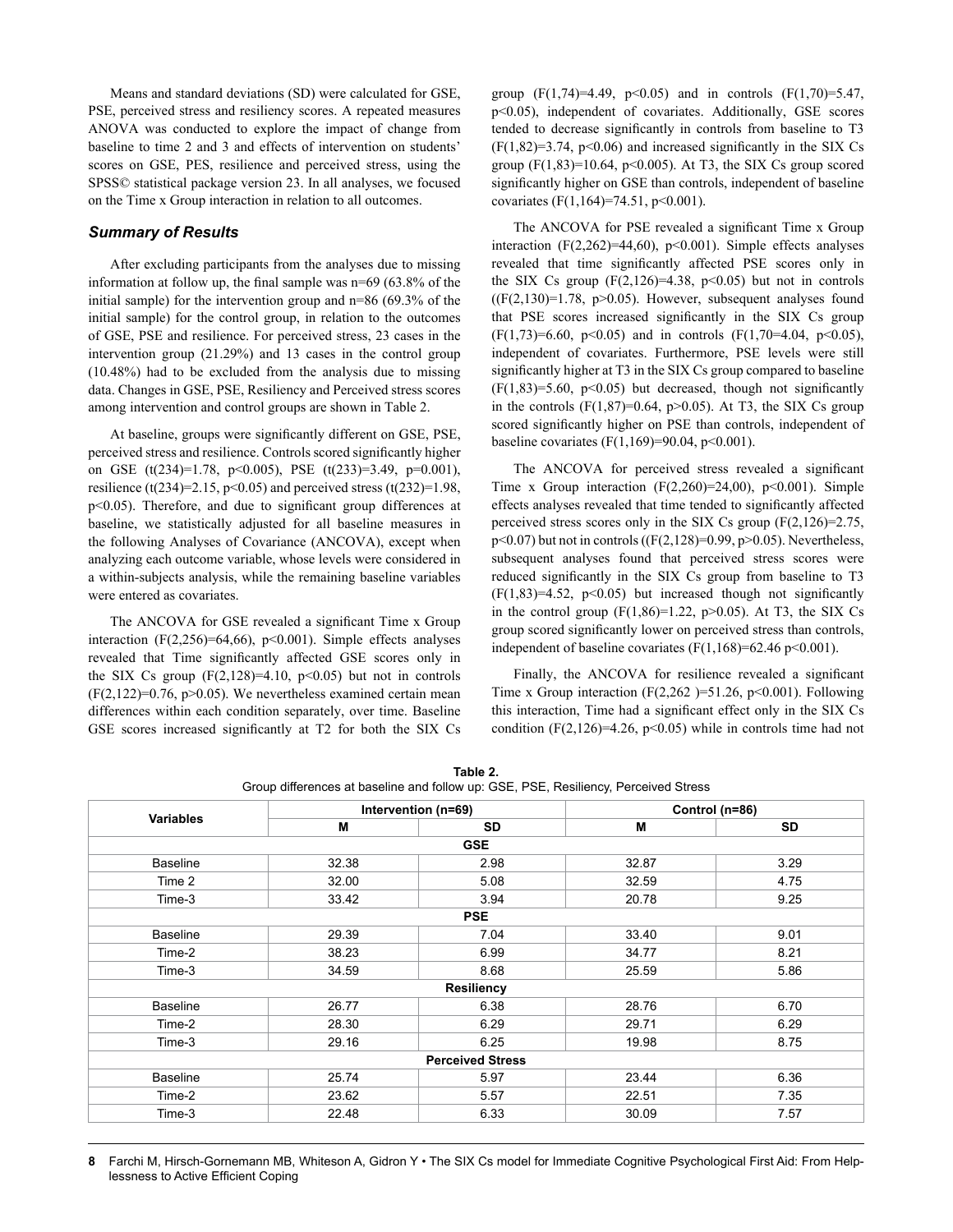Means and standard deviations (SD) were calculated for GSE, PSE, perceived stress and resiliency scores. A repeated measures ANOVA was conducted to explore the impact of change from baseline to time 2 and 3 and effects of intervention on students' scores on GSE, PES, resilience and perceived stress, using the SPSS© statistical package version 23. In all analyses, we focused on the Time x Group interaction in relation to all outcomes.

### *Summary of Results*

After excluding participants from the analyses due to missing information at follow up, the final sample was n=69 (63.8% of the initial sample) for the intervention group and n=86 (69.3% of the initial sample) for the control group, in relation to the outcomes of GSE, PSE and resilience. For perceived stress, 23 cases in the intervention group (21.29%) and 13 cases in the control group (10.48%) had to be excluded from the analysis due to missing data. Changes in GSE, PSE, Resiliency and Perceived stress scores among intervention and control groups are shown in Table 2.

At baseline, groups were significantly different on GSE, PSE, perceived stress and resilience. Controls scored significantly higher on GSE ($t(234)=1.78$, $p<0.005$), PSE ($t(233)=3.49$, $p=0.001$), resilience ($t(234)=2.15$, $p<0.05$) and perceived stress ($t(232)=1.98$, $p<0.05$). Therefore, and due to significant group differences at baseline, we statistically adjusted for all baseline measures in the following Analyses of Covariance (ANCOVA), except when analyzing each outcome variable, whose levels were considered in a within-subjects analysis, while the remaining baseline variables were entered as covariates.

The ANCOVA for GSE revealed a significant Time x Group interaction ($F(2,256)=64,66$), $p<0.001$). Simple effects analyses revealed that Time significantly affected GSE scores only in the SIX Cs group ($F(2,128)=4.10$, $p<0.05$) but not in controls ($F(2,122)=0.76$, $p>0.05$). We nevertheless examined certain mean differences within each condition separately, over time. Baseline GSE scores increased significantly at T2 for both the SIX Cs group ($F(1,74)=4.49$, $p<0.05$) and in controls ($F(1,70)=5.47$, $p<0.05$), independent of covariates. Additionally, GSE scores tended to decrease significantly in controls from baseline to T3 ($F(1,82)=3.74$, $p<0.06$) and increased significantly in the SIX Cs group ($F(1,83)=10.64$, $p<0.005$). At T3, the SIX Cs group scored significantly higher on GSE than controls, independent of baseline covariates ($F(1,164)=74.51$, $p<0.001$).

The ANCOVA for PSE revealed a significant Time x Group interaction ($F(2,262)=44,60$), $p<0.001$). Simple effects analyses revealed that time significantly affected PSE scores only in the SIX Cs group ($F(2,126)=4.38$, $p<0.05$) but not in controls (($F(2,130)=1.78$, $p>0.05$). However, subsequent analyses found that PSE scores increased significantly in the SIX Cs group ($F(1,73)=6.60$, $p<0.05$) and in controls ($F(1,70=4.04$, $p<0.05$), independent of covariates. Furthermore, PSE levels were still significantly higher at T3 in the SIX Cs group compared to baseline ($F(1,83)=5.60$, $p<0.05$) but decreased, though not significantly in the controls ($F(1,87)=0.64$, $p>0.05$). At T3, the SIX Cs group scored significantly higher on PSE than controls, independent of baseline covariates ($F(1,169)=90.04$, $p<0.001$).

The ANCOVA for perceived stress revealed a significant Time x Group interaction ($F(2,260)=24,00$), $p<0.001$). Simple effects analyses revealed that time tended to significantly affected perceived stress scores only in the SIX Cs group ($F(2,126)=2.75$, $p<0.07$) but not in controls (($F(2,128)=0.99$, $p>0.05$). Nevertheless, subsequent analyses found that perceived stress scores were reduced significantly in the SIX Cs group from baseline to T3 ($F(1,83)=4.52$, $p<0.05$) but increased though not significantly in the control group ($F(1,86)=1.22$, $p>0.05$). At T3, the SIX Cs group scored significantly lower on perceived stress than controls, independent of baseline covariates ($F(1,168)=62.46$ $p<0.001$).

Finally, the ANCOVA for resilience revealed a significant Time x Group interaction ($F(2,262\ )=51.26$, $p<0.001$). Following this interaction, Time had a significant effect only in the SIX Cs condition ($F(2,126)=4.26$, $p<0.05$) while in controls time had not

**Table 2.**
Group differences at baseline and follow up: GSE, PSE, Resiliency, Perceived Stress

| Variables | Intervention (n=69) | | Control (n=86) | |
|---|---|---|---|---|
| | M | SD | M | SD |
| **GSE** | | | | |
| Baseline | 32.38 | 2.98 | 32.87 | 3.29 |
| Time 2 | 32.00 | 5.08 | 32.59 | 4.75 |
| Time-3 | 33.42 | 3.94 | 20.78 | 9.25 |
| **PSE** | | | | |
| Baseline | 29.39 | 7.04 | 33.40 | 9.01 |
| Time-2 | 38.23 | 6.99 | 34.77 | 8.21 |
| Time-3 | 34.59 | 8.68 | 25.59 | 5.86 |
| **Resiliency** | | | | |
| Baseline | 26.77 | 6.38 | 28.76 | 6.70 |
| Time-2 | 28.30 | 6.29 | 29.71 | 6.29 |
| Time-3 | 29.16 | 6.25 | 19.98 | 8.75 |
| **Perceived Stress** | | | | |
| Baseline | 25.74 | 5.97 | 23.44 | 6.36 |
| Time-2 | 23.62 | 5.57 | 22.51 | 7.35 |
| Time-3 | 22.48 | 6.33 | 30.09 | 7.57 |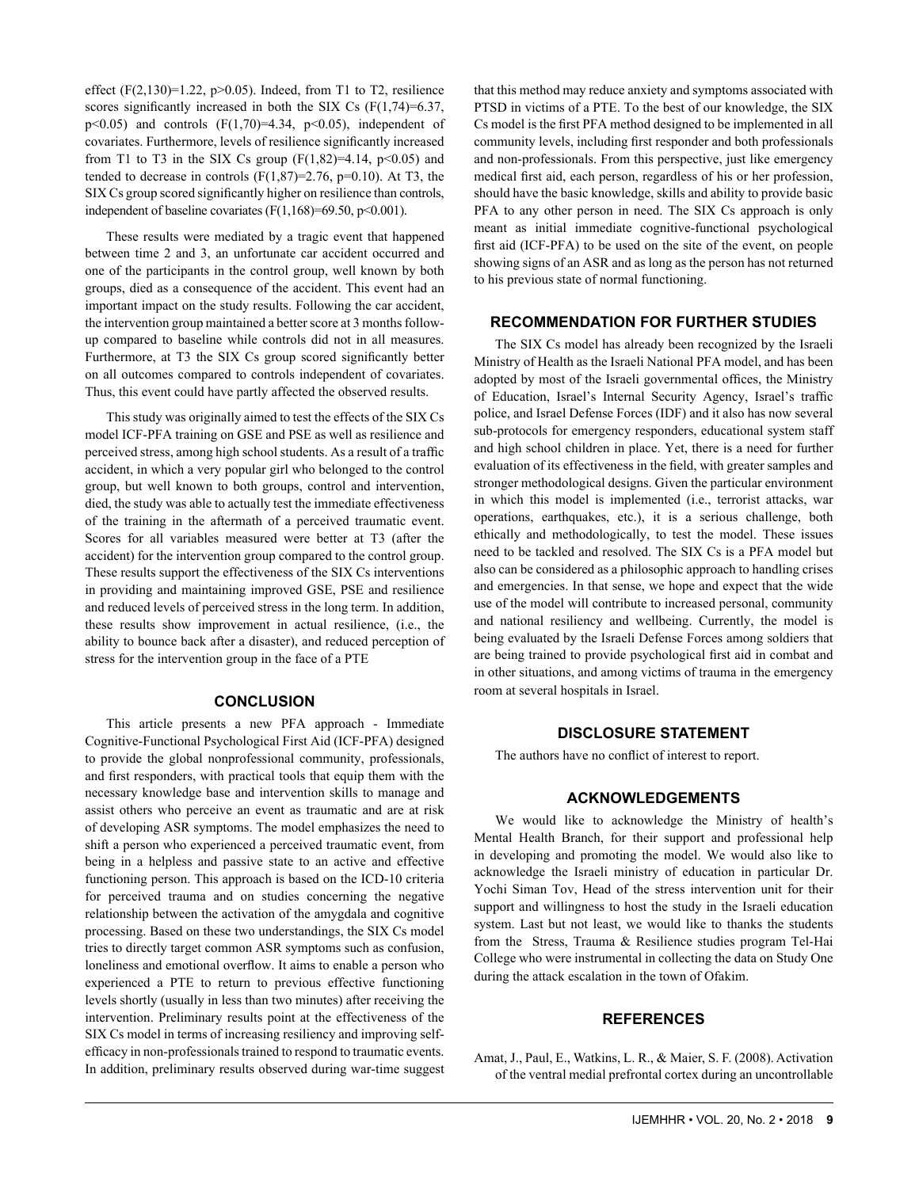effect ($F(2,130)=1.22$, $p>0.05$). Indeed, from T1 to T2, resilience scores significantly increased in both the SIX Cs ($F(1,74)=6.37$, $p<0.05$) and controls ($F(1,70)=4.34$, $p<0.05$), independent of covariates. Furthermore, levels of resilience significantly increased from T1 to T3 in the SIX Cs group ($F(1,82)=4.14$, $p<0.05$) and tended to decrease in controls ($F(1,87)=2.76$, $p=0.10$). At T3, the SIX Cs group scored significantly higher on resilience than controls, independent of baseline covariates ($F(1,168)=69.50$, $p<0.001$).

These results were mediated by a tragic event that happened between time 2 and 3, an unfortunate car accident occurred and one of the participants in the control group, well known by both groups, died as a consequence of the accident. This event had an important impact on the study results. Following the car accident, the intervention group maintained a better score at 3 months follow-up compared to baseline while controls did not in all measures. Furthermore, at T3 the SIX Cs group scored significantly better on all outcomes compared to controls independent of covariates. Thus, this event could have partly affected the observed results.

This study was originally aimed to test the effects of the SIX Cs model ICF-PFA training on GSE and PSE as well as resilience and perceived stress, among high school students. As a result of a traffic accident, in which a very popular girl who belonged to the control group, but well known to both groups, control and intervention, died, the study was able to actually test the immediate effectiveness of the training in the aftermath of a perceived traumatic event. Scores for all variables measured were better at T3 (after the accident) for the intervention group compared to the control group. These results support the effectiveness of the SIX Cs interventions in providing and maintaining improved GSE, PSE and resilience and reduced levels of perceived stress in the long term. In addition, these results show improvement in actual resilience, (i.e., the ability to bounce back after a disaster), and reduced perception of stress for the intervention group in the face of a PTE

## CONCLUSION

This article presents a new PFA approach - Immediate Cognitive-Functional Psychological First Aid (ICF-PFA) designed to provide the global nonprofessional community, professionals, and first responders, with practical tools that equip them with the necessary knowledge base and intervention skills to manage and assist others who perceive an event as traumatic and are at risk of developing ASR symptoms. The model emphasizes the need to shift a person who experienced a perceived traumatic event, from being in a helpless and passive state to an active and effective functioning person. This approach is based on the ICD-10 criteria for perceived trauma and on studies concerning the negative relationship between the activation of the amygdala and cognitive processing. Based on these two understandings, the SIX Cs model tries to directly target common ASR symptoms such as confusion, loneliness and emotional overflow. It aims to enable a person who experienced a PTE to return to previous effective functioning levels shortly (usually in less than two minutes) after receiving the intervention. Preliminary results point at the effectiveness of the SIX Cs model in terms of increasing resiliency and improving self-efficacy in non-professionals trained to respond to traumatic events. In addition, preliminary results observed during war-time suggest that this method may reduce anxiety and symptoms associated with PTSD in victims of a PTE. To the best of our knowledge, the SIX Cs model is the first PFA method designed to be implemented in all community levels, including first responder and both professionals and non-professionals. From this perspective, just like emergency medical first aid, each person, regardless of his or her profession, should have the basic knowledge, skills and ability to provide basic PFA to any other person in need. The SIX Cs approach is only meant as initial immediate cognitive-functional psychological first aid (ICF-PFA) to be used on the site of the event, on people showing signs of an ASR and as long as the person has not returned to his previous state of normal functioning.

## RECOMMENDATION FOR FURTHER STUDIES

The SIX Cs model has already been recognized by the Israeli Ministry of Health as the Israeli National PFA model, and has been adopted by most of the Israeli governmental offices, the Ministry of Education, Israel's Internal Security Agency, Israel's traffic police, and Israel Defense Forces (IDF) and it also has now several sub-protocols for emergency responders, educational system staff and high school children in place. Yet, there is a need for further evaluation of its effectiveness in the field, with greater samples and stronger methodological designs. Given the particular environment in which this model is implemented (i.e., terrorist attacks, war operations, earthquakes, etc.), it is a serious challenge, both ethically and methodologically, to test the model. These issues need to be tackled and resolved. The SIX Cs is a PFA model but also can be considered as a philosophic approach to handling crises and emergencies. In that sense, we hope and expect that the wide use of the model will contribute to increased personal, community and national resiliency and wellbeing. Currently, the model is being evaluated by the Israeli Defense Forces among soldiers that are being trained to provide psychological first aid in combat and in other situations, and among victims of trauma in the emergency room at several hospitals in Israel.

## DISCLOSURE STATEMENT

The authors have no conflict of interest to report.

## ACKNOWLEDGEMENTS

We would like to acknowledge the Ministry of health's Mental Health Branch, for their support and professional help in developing and promoting the model. We would also like to acknowledge the Israeli ministry of education in particular Dr. Yochi Siman Tov, Head of the stress intervention unit for their support and willingness to host the study in the Israeli education system. Last but not least, we would like to thanks the students from the Stress, Trauma & Resilience studies program Tel-Hai College who were instrumental in collecting the data on Study One during the attack escalation in the town of Ofakim.

## REFERENCES

Amat, J., Paul, E., Watkins, L. R., & Maier, S. F. (2008). Activation of the ventral medial prefrontal cortex during an uncontrollable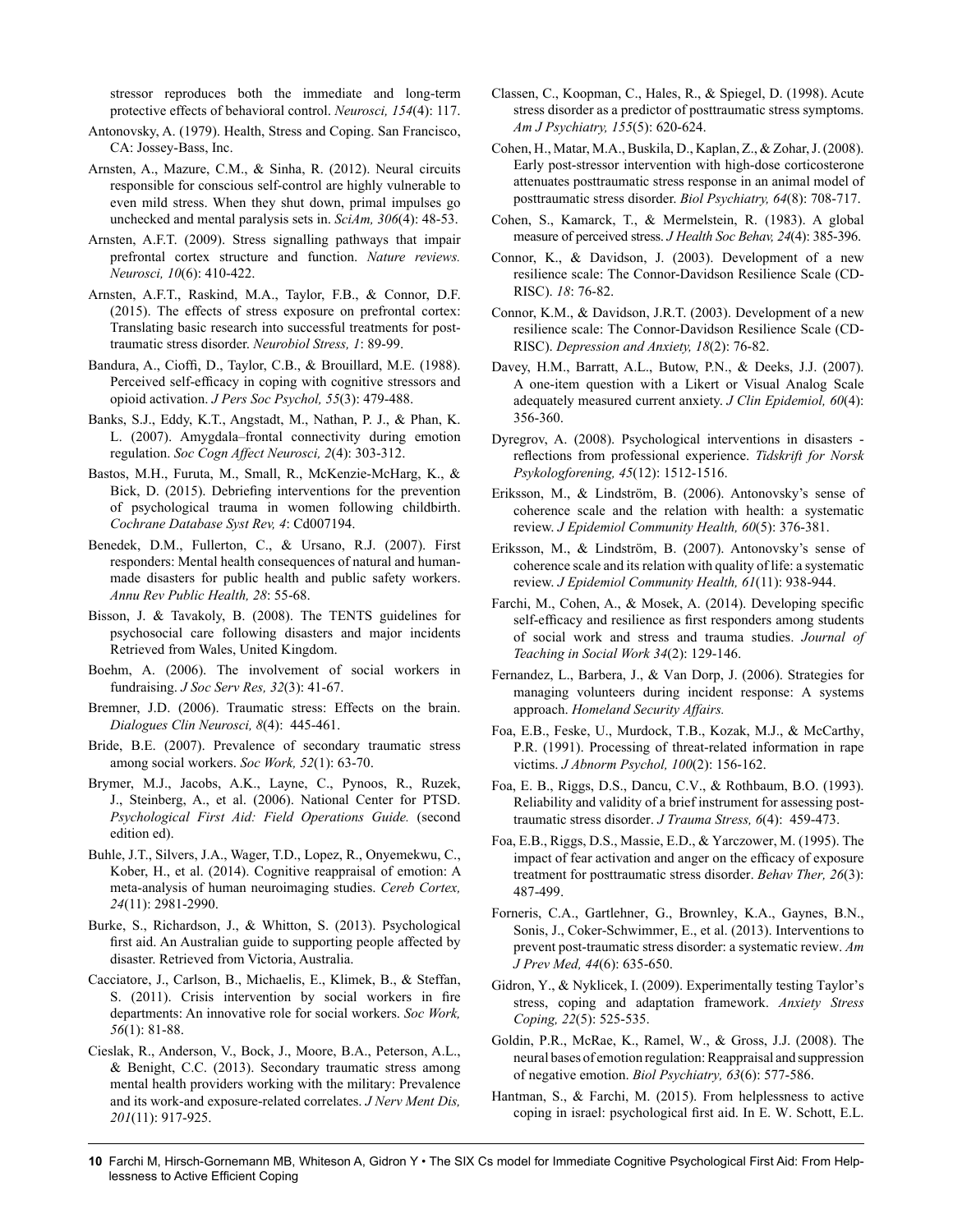stressor reproduces both the immediate and long-term protective effects of behavioral control. *Neurosci, 154*(4): 117.

Antonovsky, A. (1979). Health, Stress and Coping. San Francisco, CA: Jossey-Bass, Inc.

Arnsten, A., Mazure, C.M., & Sinha, R. (2012). Neural circuits responsible for conscious self-control are highly vulnerable to even mild stress. When they shut down, primal impulses go unchecked and mental paralysis sets in. *SciAm, 306*(4): 48-53.

Arnsten, A.F.T. (2009). Stress signalling pathways that impair prefrontal cortex structure and function. *Nature reviews. Neurosci, 10*(6): 410-422.

Arnsten, A.F.T., Raskind, M.A., Taylor, F.B., & Connor, D.F. (2015). The effects of stress exposure on prefrontal cortex: Translating basic research into successful treatments for post-traumatic stress disorder. *Neurobiol Stress, 1*: 89-99.

Bandura, A., Cioffi, D., Taylor, C.B., & Brouillard, M.E. (1988). Perceived self-efficacy in coping with cognitive stressors and opioid activation. *J Pers Soc Psychol, 55*(3): 479-488.

Banks, S.J., Eddy, K.T., Angstadt, M., Nathan, P. J., & Phan, K. L. (2007). Amygdala–frontal connectivity during emotion regulation. *Soc Cogn Affect Neurosci, 2*(4): 303-312.

Bastos, M.H., Furuta, M., Small, R., McKenzie-McHarg, K., & Bick, D. (2015). Debriefing interventions for the prevention of psychological trauma in women following childbirth. *Cochrane Database Syst Rev, 4*: Cd007194.

Benedek, D.M., Fullerton, C., & Ursano, R.J. (2007). First responders: Mental health consequences of natural and human-made disasters for public health and public safety workers. *Annu Rev Public Health, 28*: 55-68.

Bisson, J. & Tavakoly, B. (2008). The TENTS guidelines for psychosocial care following disasters and major incidents Retrieved from Wales, United Kingdom.

Boehm, A. (2006). The involvement of social workers in fundraising. *J Soc Serv Res, 32*(3): 41-67.

Bremner, J.D. (2006). Traumatic stress: Effects on the brain. *Dialogues Clin Neurosci, 8*(4): 445-461.

Bride, B.E. (2007). Prevalence of secondary traumatic stress among social workers. *Soc Work, 52*(1): 63-70.

Brymer, M.J., Jacobs, A.K., Layne, C., Pynoos, R., Ruzek, J., Steinberg, A., et al. (2006). National Center for PTSD. *Psychological First Aid: Field Operations Guide.* (second edition ed).

Buhle, J.T., Silvers, J.A., Wager, T.D., Lopez, R., Onyemekwu, C., Kober, H., et al. (2014). Cognitive reappraisal of emotion: A meta-analysis of human neuroimaging studies. *Cereb Cortex, 24*(11): 2981-2990.

Burke, S., Richardson, J., & Whitton, S. (2013). Psychological first aid. An Australian guide to supporting people affected by disaster. Retrieved from Victoria, Australia.

Cacciatore, J., Carlson, B., Michaelis, E., Klimek, B., & Steffan, S. (2011). Crisis intervention by social workers in fire departments: An innovative role for social workers. *Soc Work, 56*(1): 81-88.

Cieslak, R., Anderson, V., Bock, J., Moore, B.A., Peterson, A.L., & Benight, C.C. (2013). Secondary traumatic stress among mental health providers working with the military: Prevalence and its work-and exposure-related correlates. *J Nerv Ment Dis, 201*(11): 917-925.

Classen, C., Koopman, C., Hales, R., & Spiegel, D. (1998). Acute stress disorder as a predictor of posttraumatic stress symptoms. *Am J Psychiatry, 155*(5): 620-624.

Cohen, H., Matar, M.A., Buskila, D., Kaplan, Z., & Zohar, J. (2008). Early post-stressor intervention with high-dose corticosterone attenuates posttraumatic stress response in an animal model of posttraumatic stress disorder. *Biol Psychiatry, 64*(8): 708-717.

Cohen, S., Kamarck, T., & Mermelstein, R. (1983). A global measure of perceived stress. *J Health Soc Behav, 24*(4): 385-396.

Connor, K., & Davidson, J. (2003). Development of a new resilience scale: The Connor-Davidson Resilience Scale (CD-RISC). *18*: 76-82.

Connor, K.M., & Davidson, J.R.T. (2003). Development of a new resilience scale: The Connor-Davidson Resilience Scale (CD-RISC). *Depression and Anxiety, 18*(2): 76-82.

Davey, H.M., Barratt, A.L., Butow, P.N., & Deeks, J.J. (2007). A one-item question with a Likert or Visual Analog Scale adequately measured current anxiety. *J Clin Epidemiol, 60*(4): 356-360.

Dyregrov, A. (2008). Psychological interventions in disasters - reflections from professional experience. *Tidskrift for Norsk Psykologforening, 45*(12): 1512-1516.

Eriksson, M., & Lindström, B. (2006). Antonovsky's sense of coherence scale and the relation with health: a systematic review. *J Epidemiol Community Health, 60*(5): 376-381.

Eriksson, M., & Lindström, B. (2007). Antonovsky's sense of coherence scale and its relation with quality of life: a systematic review. *J Epidemiol Community Health, 61*(11): 938-944.

Farchi, M., Cohen, A., & Mosek, A. (2014). Developing specific self-efficacy and resilience as first responders among students of social work and stress and trauma studies. *Journal of Teaching in Social Work 34*(2): 129-146.

Fernandez, L., Barbera, J., & Van Dorp, J. (2006). Strategies for managing volunteers during incident response: A systems approach. *Homeland Security Affairs.*

Foa, E.B., Feske, U., Murdock, T.B., Kozak, M.J., & McCarthy, P.R. (1991). Processing of threat-related information in rape victims. *J Abnorm Psychol, 100*(2): 156-162.

Foa, E. B., Riggs, D.S., Dancu, C.V., & Rothbaum, B.O. (1993). Reliability and validity of a brief instrument for assessing post-traumatic stress disorder. *J Trauma Stress, 6*(4): 459-473.

Foa, E.B., Riggs, D.S., Massie, E.D., & Yarczower, M. (1995). The impact of fear activation and anger on the efficacy of exposure treatment for posttraumatic stress disorder. *Behav Ther, 26*(3): 487-499.

Forneris, C.A., Gartlehner, G., Brownley, K.A., Gaynes, B.N., Sonis, J., Coker-Schwimmer, E., et al. (2013). Interventions to prevent post-traumatic stress disorder: a systematic review. *Am J Prev Med, 44*(6): 635-650.

Gidron, Y., & Nyklicek, I. (2009). Experimentally testing Taylor's stress, coping and adaptation framework. *Anxiety Stress Coping, 22*(5): 525-535.

Goldin, P.R., McRae, K., Ramel, W., & Gross, J.J. (2008). The neural bases of emotion regulation: Reappraisal and suppression of negative emotion. *Biol Psychiatry, 63*(6): 577-586.

Hantman, S., & Farchi, M. (2015). From helplessness to active coping in israel: psychological first aid. In E. W. Schott, E.L.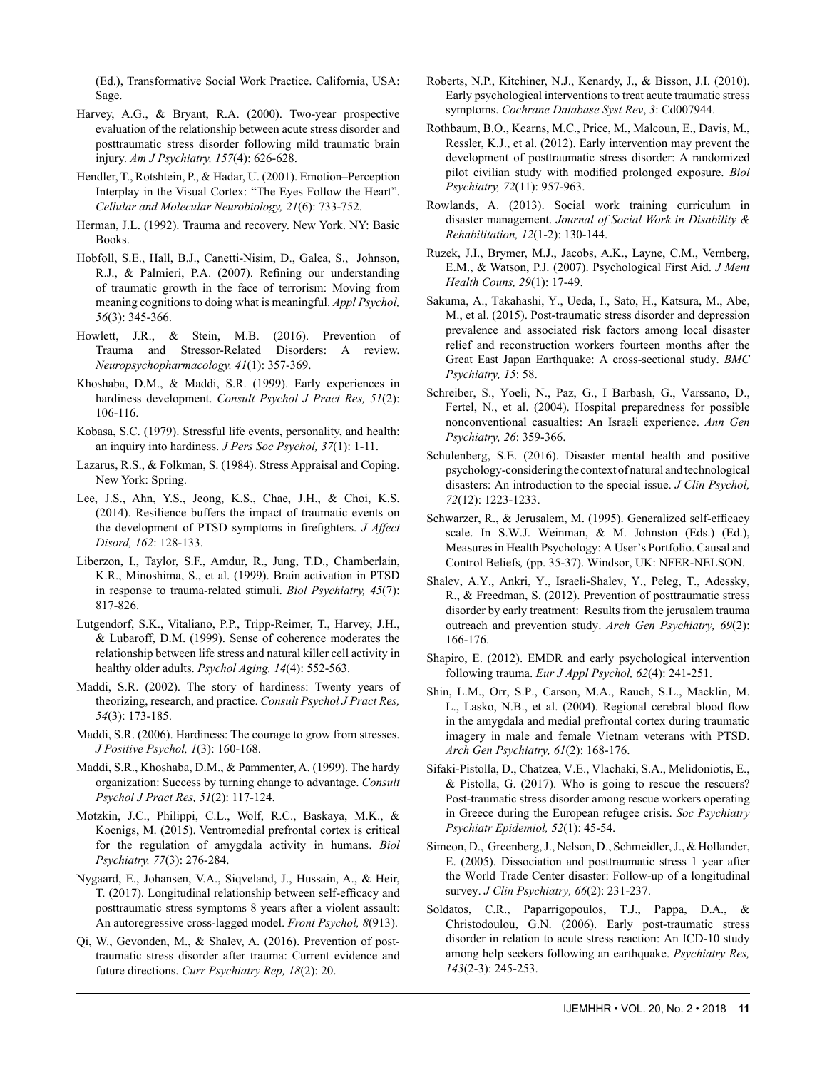(Ed.), Transformative Social Work Practice. California, USA: Sage.

Harvey, A.G., & Bryant, R.A. (2000). Two-year prospective evaluation of the relationship between acute stress disorder and posttraumatic stress disorder following mild traumatic brain injury. *Am J Psychiatry, 157*(4): 626-628.

Hendler, T., Rotshtein, P., & Hadar, U. (2001). Emotion–Perception Interplay in the Visual Cortex: "The Eyes Follow the Heart". *Cellular and Molecular Neurobiology, 21*(6): 733-752.

Herman, J.L. (1992). Trauma and recovery. New York. NY: Basic Books.

Hobfoll, S.E., Hall, B.J., Canetti-Nisim, D., Galea, S., Johnson, R.J., & Palmieri, P.A. (2007). Refining our understanding of traumatic growth in the face of terrorism: Moving from meaning cognitions to doing what is meaningful. *Appl Psychol, 56*(3): 345-366.

Howlett, J.R., & Stein, M.B. (2016). Prevention of Trauma and Stressor-Related Disorders: A review. *Neuropsychopharmacology, 41*(1): 357-369.

Khoshaba, D.M., & Maddi, S.R. (1999). Early experiences in hardiness development. *Consult Psychol J Pract Res, 51*(2): 106-116.

Kobasa, S.C. (1979). Stressful life events, personality, and health: an inquiry into hardiness. *J Pers Soc Psychol, 37*(1): 1-11.

Lazarus, R.S., & Folkman, S. (1984). Stress Appraisal and Coping. New York: Spring.

Lee, J.S., Ahn, Y.S., Jeong, K.S., Chae, J.H., & Choi, K.S. (2014). Resilience buffers the impact of traumatic events on the development of PTSD symptoms in firefighters. *J Affect Disord, 162*: 128-133.

Liberzon, I., Taylor, S.F., Amdur, R., Jung, T.D., Chamberlain, K.R., Minoshima, S., et al. (1999). Brain activation in PTSD in response to trauma-related stimuli. *Biol Psychiatry, 45*(7): 817-826.

Lutgendorf, S.K., Vitaliano, P.P., Tripp-Reimer, T., Harvey, J.H., & Lubaroff, D.M. (1999). Sense of coherence moderates the relationship between life stress and natural killer cell activity in healthy older adults. *Psychol Aging, 14*(4): 552-563.

Maddi, S.R. (2002). The story of hardiness: Twenty years of theorizing, research, and practice. *Consult Psychol J Pract Res, 54*(3): 173-185.

Maddi, S.R. (2006). Hardiness: The courage to grow from stresses. *J Positive Psychol, 1*(3): 160-168.

Maddi, S.R., Khoshaba, D.M., & Pammenter, A. (1999). The hardy organization: Success by turning change to advantage. *Consult Psychol J Pract Res, 51*(2): 117-124.

Motzkin, J.C., Philippi, C.L., Wolf, R.C., Baskaya, M.K., & Koenigs, M. (2015). Ventromedial prefrontal cortex is critical for the regulation of amygdala activity in humans. *Biol Psychiatry, 77*(3): 276-284.

Nygaard, E., Johansen, V.A., Siqveland, J., Hussain, A., & Heir, T. (2017). Longitudinal relationship between self-efficacy and posttraumatic stress symptoms 8 years after a violent assault: An autoregressive cross-lagged model. *Front Psychol, 8*(913).

Qi, W., Gevonden, M., & Shalev, A. (2016). Prevention of post-traumatic stress disorder after trauma: Current evidence and future directions. *Curr Psychiatry Rep, 18*(2): 20.

Roberts, N.P., Kitchiner, N.J., Kenardy, J., & Bisson, J.I. (2010). Early psychological interventions to treat acute traumatic stress symptoms. *Cochrane Database Syst Rev*, *3*: Cd007944.

Rothbaum, B.O., Kearns, M.C., Price, M., Malcoun, E., Davis, M., Ressler, K.J., et al. (2012). Early intervention may prevent the development of posttraumatic stress disorder: A randomized pilot civilian study with modified prolonged exposure. *Biol Psychiatry, 72*(11): 957-963.

Rowlands, A. (2013). Social work training curriculum in disaster management. *Journal of Social Work in Disability & Rehabilitation, 12*(1-2): 130-144.

Ruzek, J.I., Brymer, M.J., Jacobs, A.K., Layne, C.M., Vernberg, E.M., & Watson, P.J. (2007). Psychological First Aid. *J Ment Health Couns, 29*(1): 17-49.

Sakuma, A., Takahashi, Y., Ueda, I., Sato, H., Katsura, M., Abe, M., et al. (2015). Post-traumatic stress disorder and depression prevalence and associated risk factors among local disaster relief and reconstruction workers fourteen months after the Great East Japan Earthquake: A cross-sectional study. *BMC Psychiatry, 15*: 58.

Schreiber, S., Yoeli, N., Paz, G., I Barbash, G., Varssano, D., Fertel, N., et al. (2004). Hospital preparedness for possible nonconventional casualties: An Israeli experience. *Ann Gen Psychiatry, 26*: 359-366.

Schulenberg, S.E. (2016). Disaster mental health and positive psychology-considering the context of natural and technological disasters: An introduction to the special issue. *J Clin Psychol, 72*(12): 1223-1233.

Schwarzer, R., & Jerusalem, M. (1995). Generalized self-efficacy scale. In S.W.J. Weinman, & M. Johnston (Eds.) (Ed.), Measures in Health Psychology: A User's Portfolio. Causal and Control Beliefs*,* (pp. 35-37). Windsor, UK: NFER-NELSON.

Shalev, A.Y., Ankri, Y., Israeli-Shalev, Y., Peleg, T., Adessky, R., & Freedman, S. (2012). Prevention of posttraumatic stress disorder by early treatment: Results from the jerusalem trauma outreach and prevention study. *Arch Gen Psychiatry, 69*(2): 166-176.

Shapiro, E. (2012). EMDR and early psychological intervention following trauma. *Eur J Appl Psychol, 62*(4): 241-251.

Shin, L.M., Orr, S.P., Carson, M.A., Rauch, S.L., Macklin, M. L., Lasko, N.B., et al. (2004). Regional cerebral blood flow in the amygdala and medial prefrontal cortex during traumatic imagery in male and female Vietnam veterans with PTSD. *Arch Gen Psychiatry, 61*(2): 168-176.

Sifaki-Pistolla, D., Chatzea, V.E., Vlachaki, S.A., Melidoniotis, E., & Pistolla, G. (2017). Who is going to rescue the rescuers? Post-traumatic stress disorder among rescue workers operating in Greece during the European refugee crisis. *Soc Psychiatry Psychiatr Epidemiol, 52*(1): 45-54.

Simeon, D., Greenberg, J., Nelson, D., Schmeidler, J., & Hollander, E. (2005). Dissociation and posttraumatic stress 1 year after the World Trade Center disaster: Follow-up of a longitudinal survey. *J Clin Psychiatry, 66*(2): 231-237.

Soldatos, C.R., Paparrigopoulos, T.J., Pappa, D.A., & Christodoulou, G.N. (2006). Early post-traumatic stress disorder in relation to acute stress reaction: An ICD-10 study among help seekers following an earthquake. *Psychiatry Res, 143*(2-3): 245-253.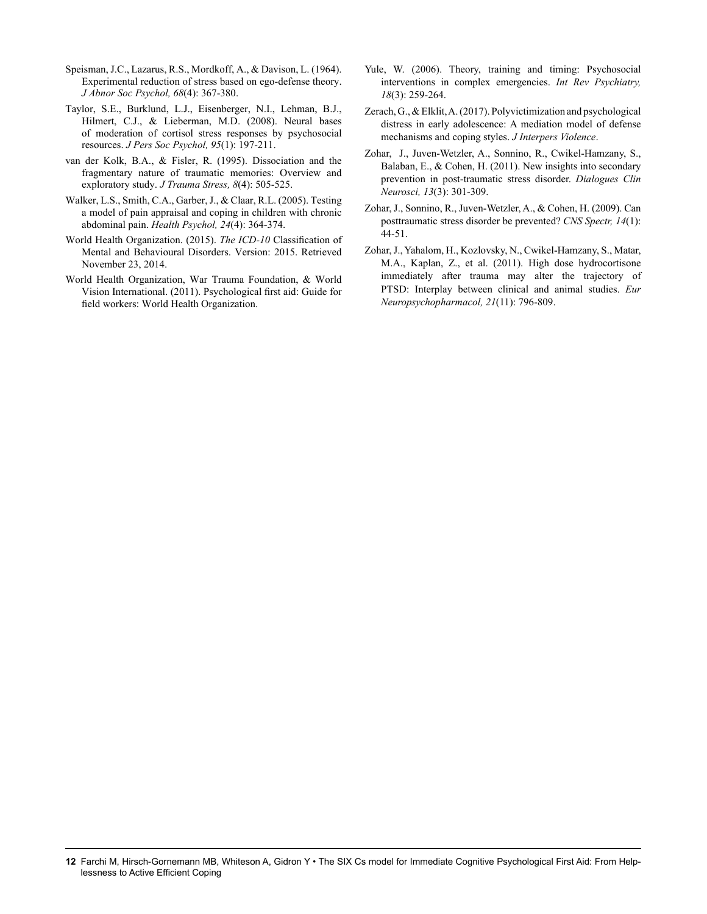Speisman, J.C., Lazarus, R.S., Mordkoff, A., & Davison, L. (1964). Experimental reduction of stress based on ego-defense theory. *J Abnor Soc Psychol, 68*(4): 367-380.

Taylor, S.E., Burklund, L.J., Eisenberger, N.I., Lehman, B.J., Hilmert, C.J., & Lieberman, M.D. (2008). Neural bases of moderation of cortisol stress responses by psychosocial resources. *J Pers Soc Psychol, 95*(1): 197-211.

van der Kolk, B.A., & Fisler, R. (1995). Dissociation and the fragmentary nature of traumatic memories: Overview and exploratory study. *J Trauma Stress, 8*(4): 505-525.

Walker, L.S., Smith, C.A., Garber, J., & Claar, R.L. (2005). Testing a model of pain appraisal and coping in children with chronic abdominal pain. *Health Psychol, 24*(4): 364-374.

World Health Organization. (2015). *The ICD-10* Classification of Mental and Behavioural Disorders. Version: 2015. Retrieved November 23, 2014.

World Health Organization, War Trauma Foundation, & World Vision International. (2011). Psychological first aid: Guide for field workers: World Health Organization.

Yule, W. (2006). Theory, training and timing: Psychosocial interventions in complex emergencies. *Int Rev Psychiatry, 18*(3): 259-264.

Zerach, G., & Elklit, A. (2017). Polyvictimization and psychological distress in early adolescence: A mediation model of defense mechanisms and coping styles. *J Interpers Violence*.

Zohar, J., Juven-Wetzler, A., Sonnino, R., Cwikel-Hamzany, S., Balaban, E., & Cohen, H. (2011). New insights into secondary prevention in post-traumatic stress disorder. *Dialogues Clin Neurosci, 13*(3): 301-309.

Zohar, J., Sonnino, R., Juven-Wetzler, A., & Cohen, H. (2009). Can posttraumatic stress disorder be prevented? *CNS Spectr, 14*(1): 44-51.

Zohar, J., Yahalom, H., Kozlovsky, N., Cwikel-Hamzany, S., Matar, M.A., Kaplan, Z., et al. (2011). High dose hydrocortisone immediately after trauma may alter the trajectory of PTSD: Interplay between clinical and animal studies. *Eur Neuropsychopharmacol, 21*(11): 796-809.